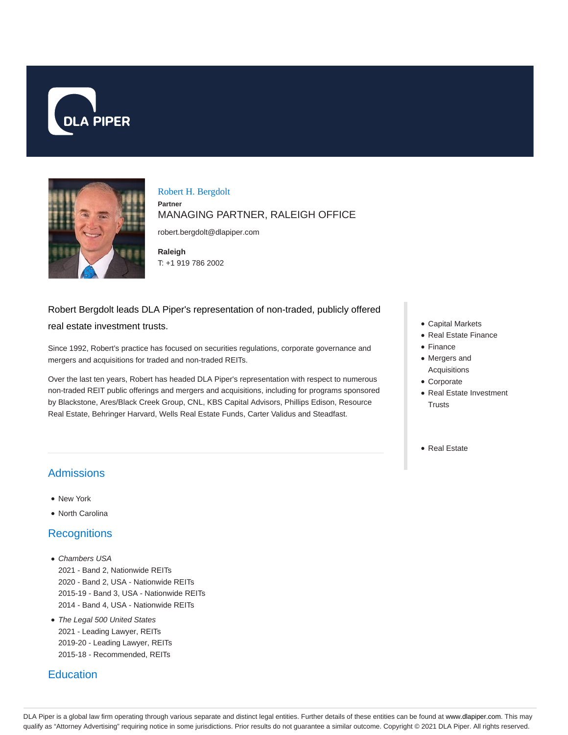# Robert H. Bergdolt

**Partner**

MANAGING PARTNER, RALEIGH OFFICE

robert.bergdolt@dlapiper.com

**Raleigh**

T: +1 919 786 2002

Robert Bergdolt leads DLA Piper's representation of non-traded, publicly offered real estate investment trusts.

Since 1992, Robert's practice has focused on securities regulations, corporate governance and mergers and acquisitions for traded and non-traded REITs.

Over the last ten years, Robert has headed DLA Piper's representation with respect to numerous non-traded REIT public offerings and mergers and acquisitions, including for programs sponsored by Blackstone, Ares/Black Creek Group, CNL, KBS Capital Advisors, Phillips Edison, Resource Real Estate, Behringer Harvard, Wells Real Estate Funds, Carter Validus and Steadfast.

- Capital Markets
- Real Estate Finance
- Finance
- Mergers and Acquisitions
- Corporate
- Real Estate Investment Trusts

- Real Estate

## Admissions

- New York
- North Carolina

## Recognitions

- *Chambers USA*
  2021 - Band 2, Nationwide REITs
  2020 - Band 2, USA - Nationwide REITs
  2015-19 - Band 3, USA - Nationwide REITs
  2014 - Band 4, USA - Nationwide REITs
- *The Legal 500 United States*
  2021 - Leading Lawyer, REITs
  2019-20 - Leading Lawyer, REITs
  2015-18 - Recommended, REITs

## Education

DLA Piper is a global law firm operating through various separate and distinct legal entities. Further details of these entities can be found at www.dlapiper.com. This may qualify as "Attorney Advertising" requiring notice in some jurisdictions. Prior results do not guarantee a similar outcome. Copyright © 2021 DLA Piper. All rights reserved.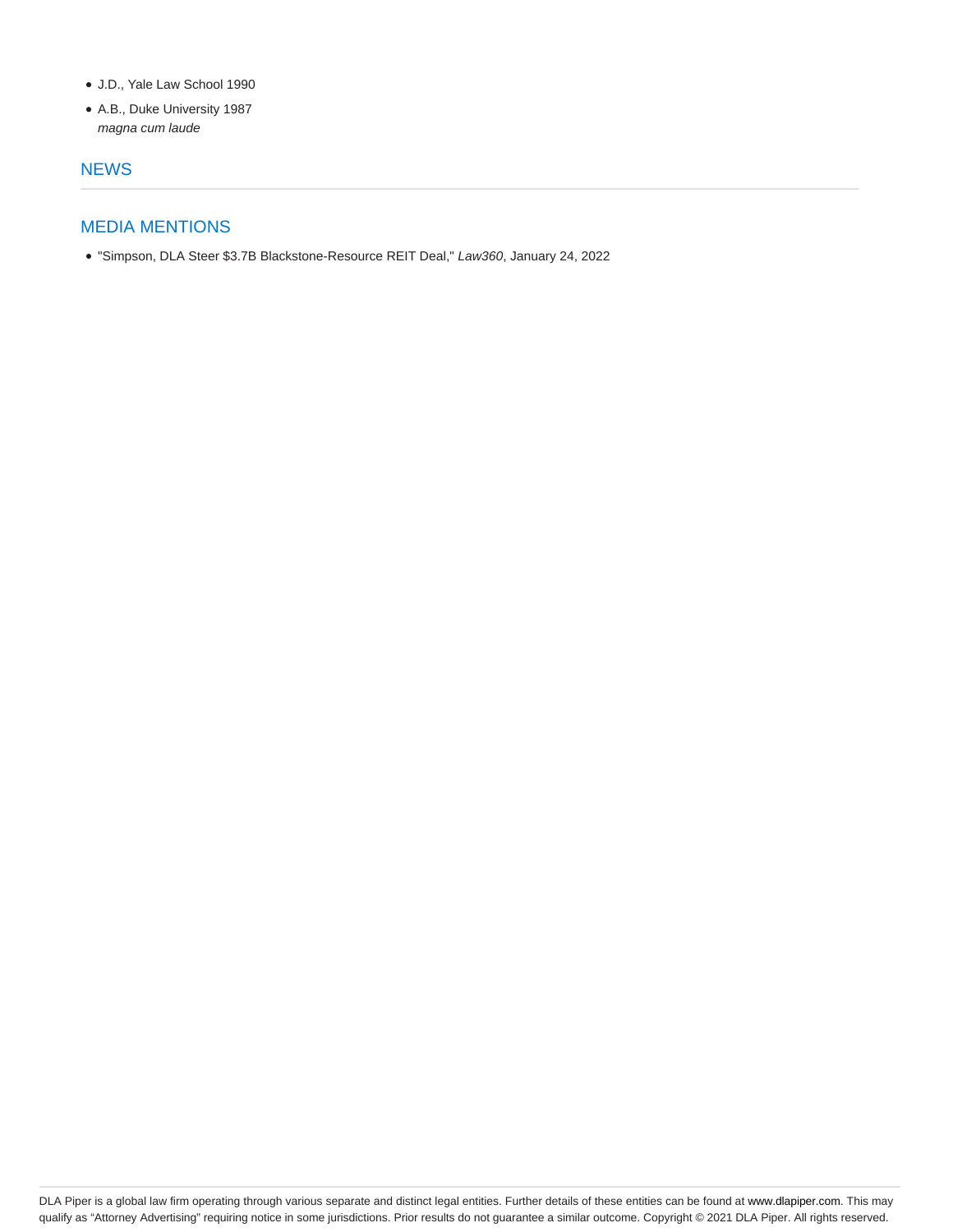- J.D., Yale Law School 1990
- A.B., Duke University 1987
  *magna cum laude*

## NEWS

## MEDIA MENTIONS

- "Simpson, DLA Steer $3.7B Blackstone-Resource REIT Deal," *Law360*, January 24, 2022

DLA Piper is a global law firm operating through various separate and distinct legal entities. Further details of these entities can be found at www.dlapiper.com. This may qualify as "Attorney Advertising" requiring notice in some jurisdictions. Prior results do not guarantee a similar outcome. Copyright © 2021 DLA Piper. All rights reserved.